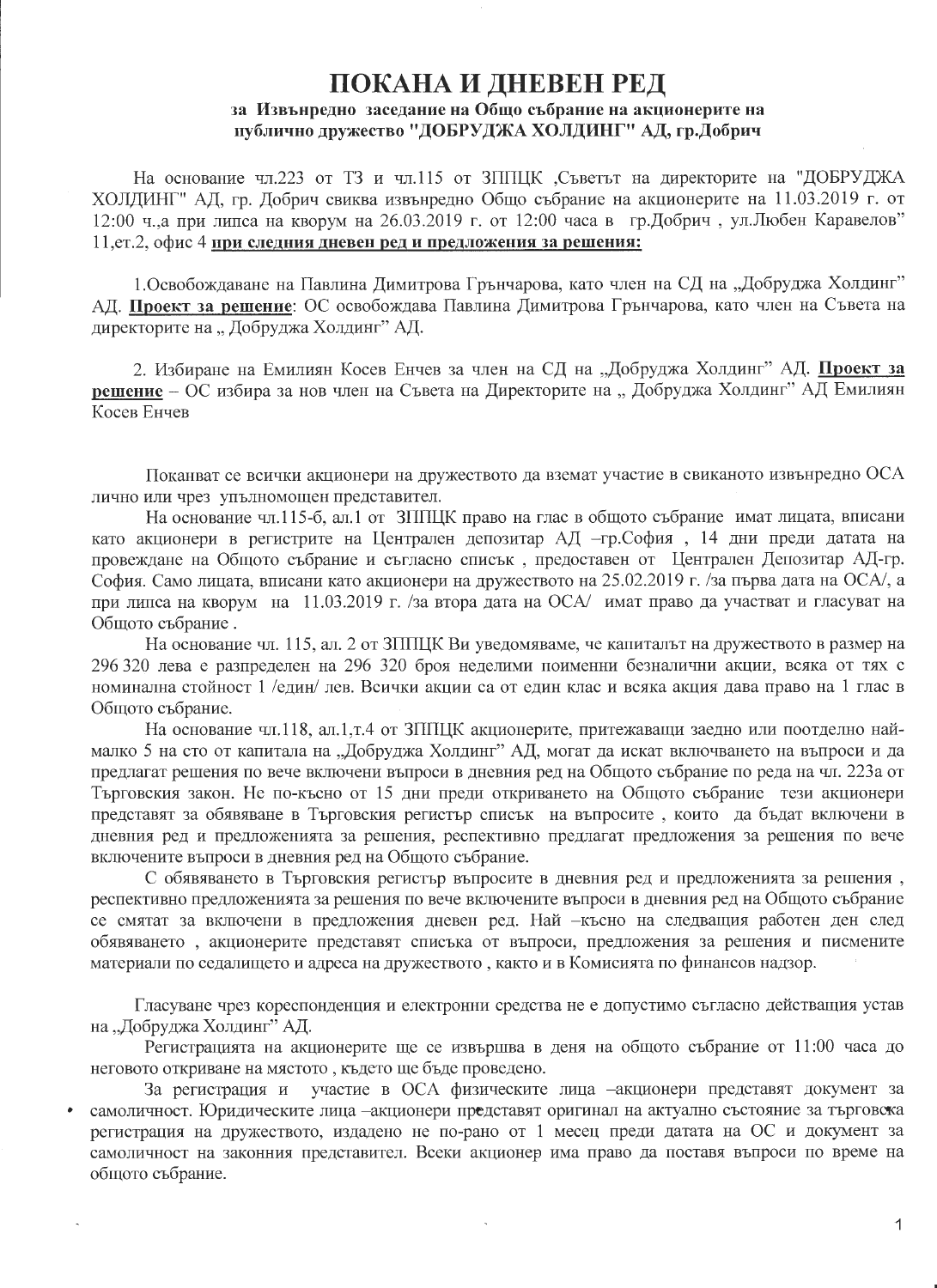# ПОКАНА И ДНЕВЕН РЕД

**за Извънредно заседание на Общо събрание на акционерите на публично дружество "ДОБРУДЖА ХОЛДИНГ" АД, гр.Добрич**

На основание чл.223 от ТЗ и чл.115 от ЗППЦК ,Съветът на директорите на "ДОБРУДЖА ХОЛДИНГ" АД, гр. Добрич свиква извънредно Общо събрание на акционерите на 11.03.2019 г. от 12:00 ч.,а при липса на кворум на 26.03.2019 г. от 12:00 часа в гр.Добрич , ул.Любен Каравелов" 11,ет.2, офис 4 **при следния дневен ред и предложения за решения:**

1.Освобождаване на Павлина Димитрова Грънчарова, като член на СД на „Добруджа Холдинг" АД. **Проект за решение**: ОС освобождава Павлина Димитрова Грънчарова, като член на Съвета на директорите на „ Добруджа Холдинг" АД.

2. Избиране на Емилиян Косев Енчев за член на СД на „Добруджа Холдинг" АД. **Проект за решение** – ОС избира за нов член на Съвета на Директорите на „ Добруджа Холдинг" АД Емилиян Косев Енчев

Поканват се всички акционери на дружеството да вземат участие в свиканото извънредно ОСА лично или чрез упълномощен представител.

На основание чл.115-б, ал.1 от ЗППЦК право на глас в общото събрание имат лицата, вписани като акционери в регистрите на Централен депозитар АД –гр.София , 14 дни преди датата на провеждане на Общото събрание и съгласно списък , предоставен от Централен Депозитар АД-гр. София. Само лицата, вписани като акционери на дружеството на 25.02.2019 г. /за първа дата на ОСА/, а при липса на кворум на 11.03.2019 г. /за втора дата на ОСА/ имат право да участват и гласуват на Общото събрание .

На основание чл. 115, ал. 2 от ЗППЦК Ви уведомяваме, че капиталът на дружеството в размер на 296 320 лева е разпределен на 296 320 броя неделими поименни безналични акции, всяка от тях с номинална стойност 1 /един/ лев. Всички акции са от един клас и всяка акция дава право на 1 глас в Общото събрание.

На основание чл.118, ал.1,т.4 от ЗППЦК акционерите, притежаващи заедно или поотделно най-малко 5 на сто от капитала на „Добруджа Холдинг" АД, могат да искат включването на въпроси и да предлагат решения по вече включени въпроси в дневния ред на Общото събрание по реда на чл. 223а от Търговския закон. Не по-късно от 15 дни преди откриването на Общото събрание тези акционери представят за обявяване в Търговския регистър списък на въпросите , които да бъдат включени в дневния ред и предложенията за решения, респективно предлагат предложения за решения по вече включените въпроси в дневния ред на Общото събрание.

С обявяването в Търговския регистър въпросите в дневния ред и предложенията за решения , респективно предложенията за решения по вече включените въпроси в дневния ред на Общото събрание се смятат за включени в предложения дневен ред. Най –късно на следващия работен ден след обявяването , акционерите представят списъка от въпроси, предложения за решения и писмените материали по седалището и адреса на дружеството , както и в Комисията по финансов надзор.

Гласуване чрез кореспонденция и електронни средства не е допустимо съгласно действащия устав на „Добруджа Холдинг" АД.

Регистрацията на акционерите ще се извършва в деня на общото събрание от 11:00 часа до неговото откриване на мястото , където ще бъде проведено.

За регистрация и участие в ОСА физическите лица –акционери представят документ за самоличност. Юридическите лица –акционери представят оригинал на актуално състояние за търговска регистрация на дружеството, издадено не по-рано от 1 месец преди датата на ОС и документ за самоличност на законния представител. Всеки акционер има право да поставя въпроси по време на общото събрание.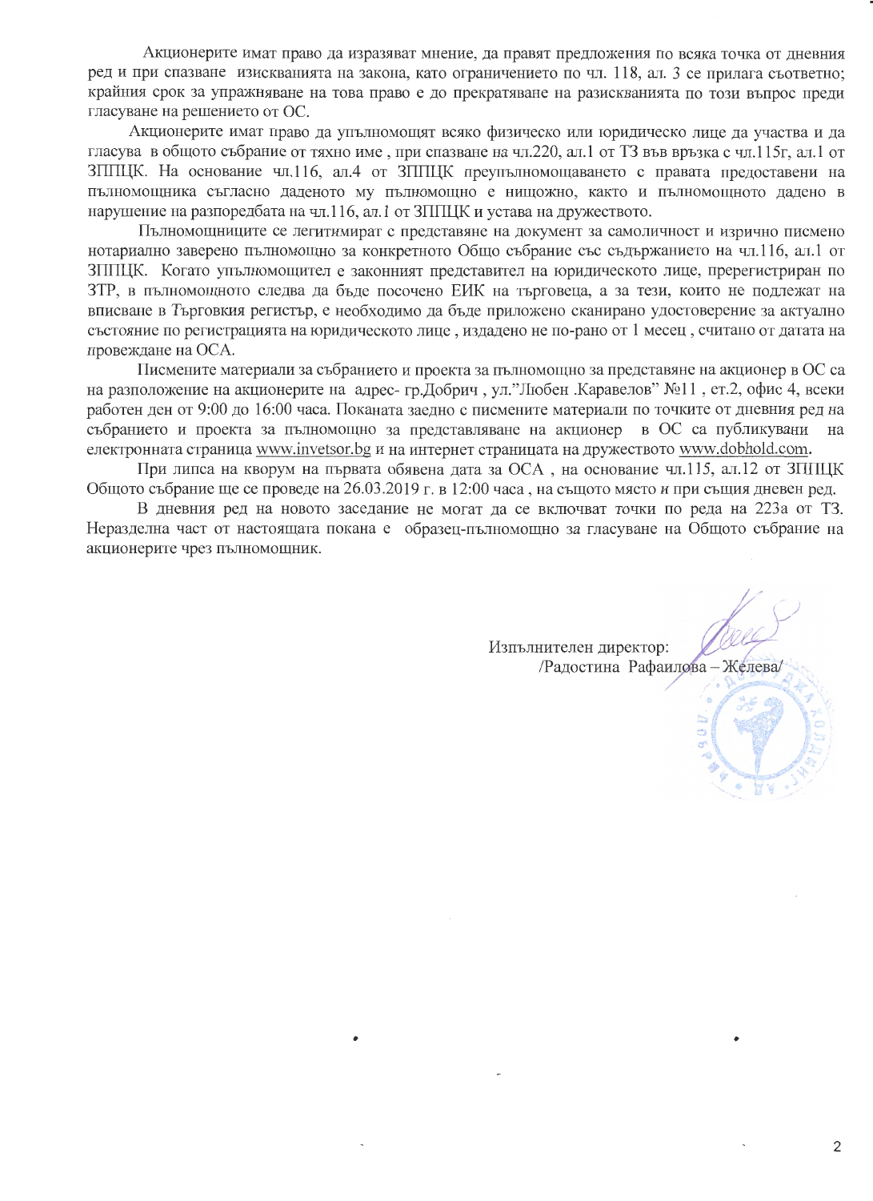Акционерите имат право да изразяват мнение, да правят предложения по всяка точка от дневния ред и при спазване изискванията на закона, като ограничението по чл. 118, ал. 3 се прилага съответно; крайния срок за упражняване на това право е до прекратяване на разискванията по този въпрос преди гласуване на решението от ОС.

Акционерите имат право да упълномощят всяко физическо или юридическо лице да участва и да гласува в общото събрание от тяхно име , при спазване на чл.220, ал.1 от ТЗ във връзка с чл.115г, ал.1 от ЗППЦК. На основание чл.116, ал.4 от ЗППЦК преупълномощаването с правата предоставени на пълномощника съгласно даденото му пълномощно е нищожно, както и пълномощното дадено в нарушение на разпоредбата на чл.116, ал.1 от ЗППЦК и устава на дружеството.

Пълномощниците се легитимират с представяне на документ за самоличност и изрично писмено нотариално заверено пълномощно за конкретното Общо събрание със съдържанието на чл.116, ал.1 от ЗППЦК. Когато упълномощител е законният представител на юридическото лице, пререгистриран по ЗТР, в пълномощното следва да бъде посочено ЕИК на търговеца, а за тези, които не подлежат на вписване в Търговския регистър, е необходимо да бъде приложено сканирано удостоверение за актуално състояние по регистрацията на юридическото лице , издадено не по-рано от 1 месец , считано от датата на провеждане на ОСА.

Писмените материали за събранието и проекта за пълномощно за представяне на акционер в ОС са на разположение на акционерите на адрес- гр.Добрич , ул."Любен .Каравелов" №11 , ет.2, офис 4, всеки работен ден от 9:00 до 16:00 часа. Поканата заедно с писмените материали по точките от дневния ред на събранието и проекта за пълномощно за представляване на акционер в ОС са публикувани на електронната страница www.invetsor.bg и на интернет страницата на дружеството www.dobhold.com.

При липса на кворум на първата обявена дата за ОСА , на основание чл.115, ал.12 от ЗППЦК Общото събрание ще се проведе на 26.03.2019 г. в 12:00 часа , на същото място и при същия дневен ред.

В дневния ред на новото заседание не могат да се включват точки по реда на 223а от ТЗ. Неразделна част от настоящата покана е образец-пълномощно за гласуване на Общото събрание на акционерите чрез пълномощник.

Изпълнителен директор:
/Радостина Рафаилова – Желева/